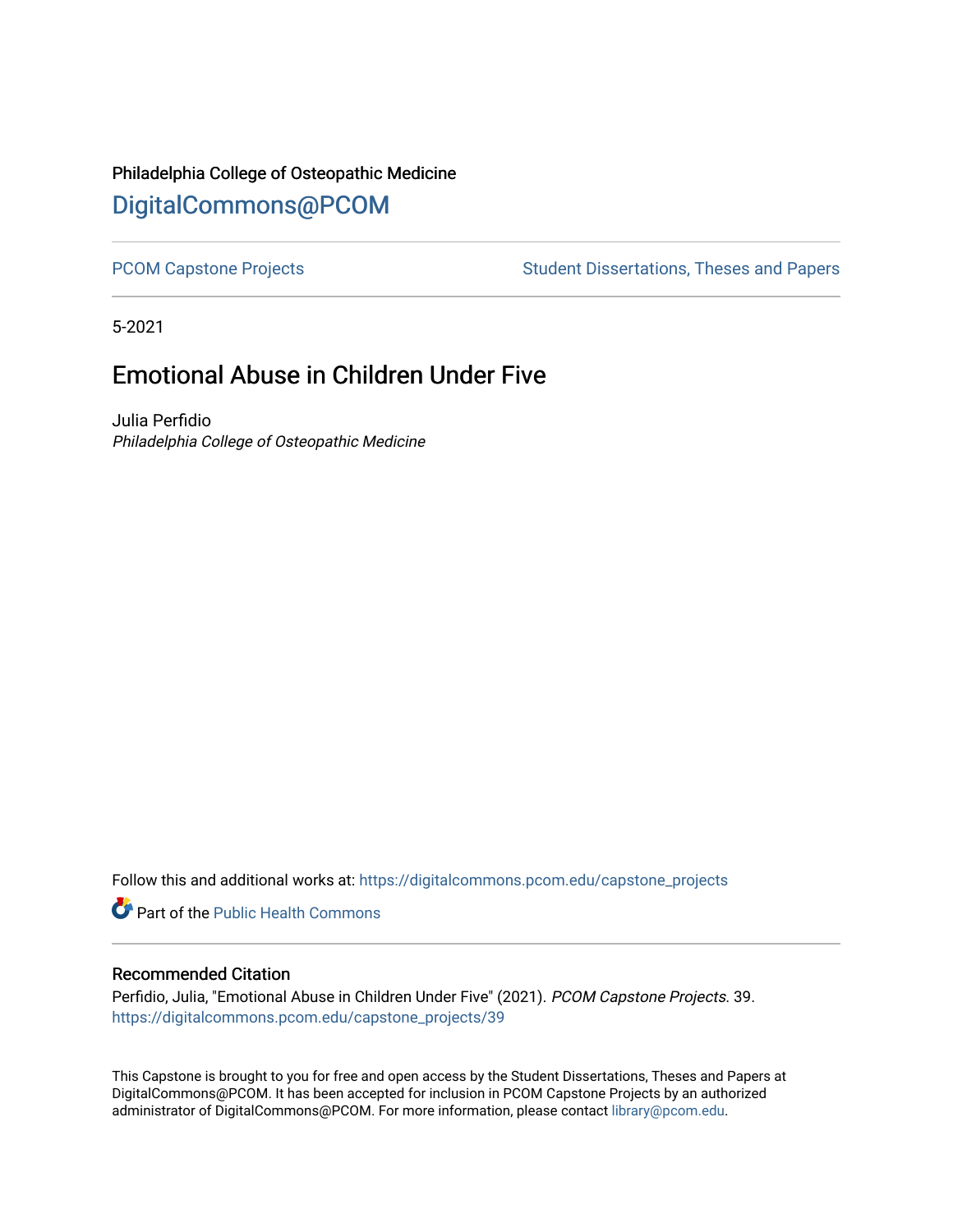Philadelphia College of Osteopathic Medicine

DigitalCommons@PCOM

PCOM Capstone Projects | Student Dissertations, Theses and Papers

5-2021

# Emotional Abuse in Children Under Five

Julia Perfidio
*Philadelphia College of Osteopathic Medicine*

Follow this and additional works at: https://digitalcommons.pcom.edu/capstone_projects

Part of the Public Health Commons

## Recommended Citation

Perfidio, Julia, "Emotional Abuse in Children Under Five" (2021). *PCOM Capstone Projects*. 39.
https://digitalcommons.pcom.edu/capstone_projects/39

This Capstone is brought to you for free and open access by the Student Dissertations, Theses and Papers at DigitalCommons@PCOM. It has been accepted for inclusion in PCOM Capstone Projects by an authorized administrator of DigitalCommons@PCOM. For more information, please contact library@pcom.edu.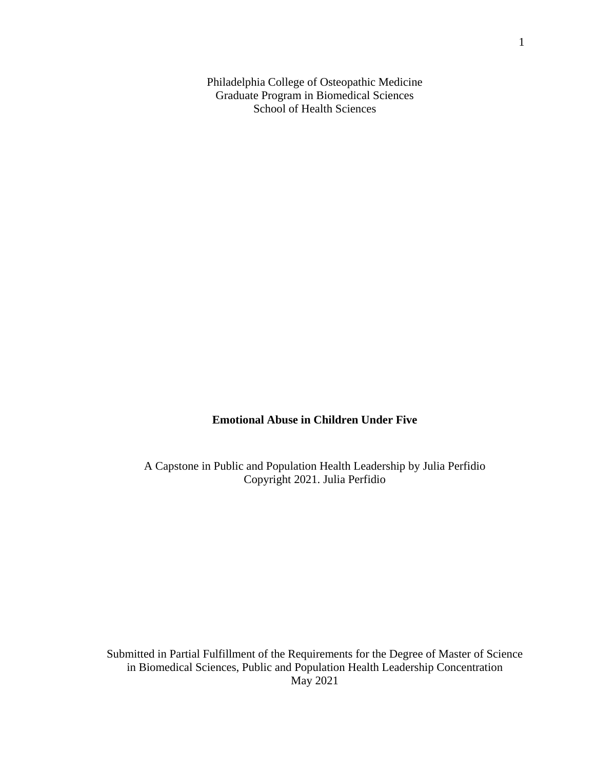Philadelphia College of Osteopathic Medicine
Graduate Program in Biomedical Sciences
School of Health Sciences

# Emotional Abuse in Children Under Five

A Capstone in Public and Population Health Leadership by Julia Perfidio
Copyright 2021. Julia Perfidio

Submitted in Partial Fulfillment of the Requirements for the Degree of Master of Science in Biomedical Sciences, Public and Population Health Leadership Concentration
May 2021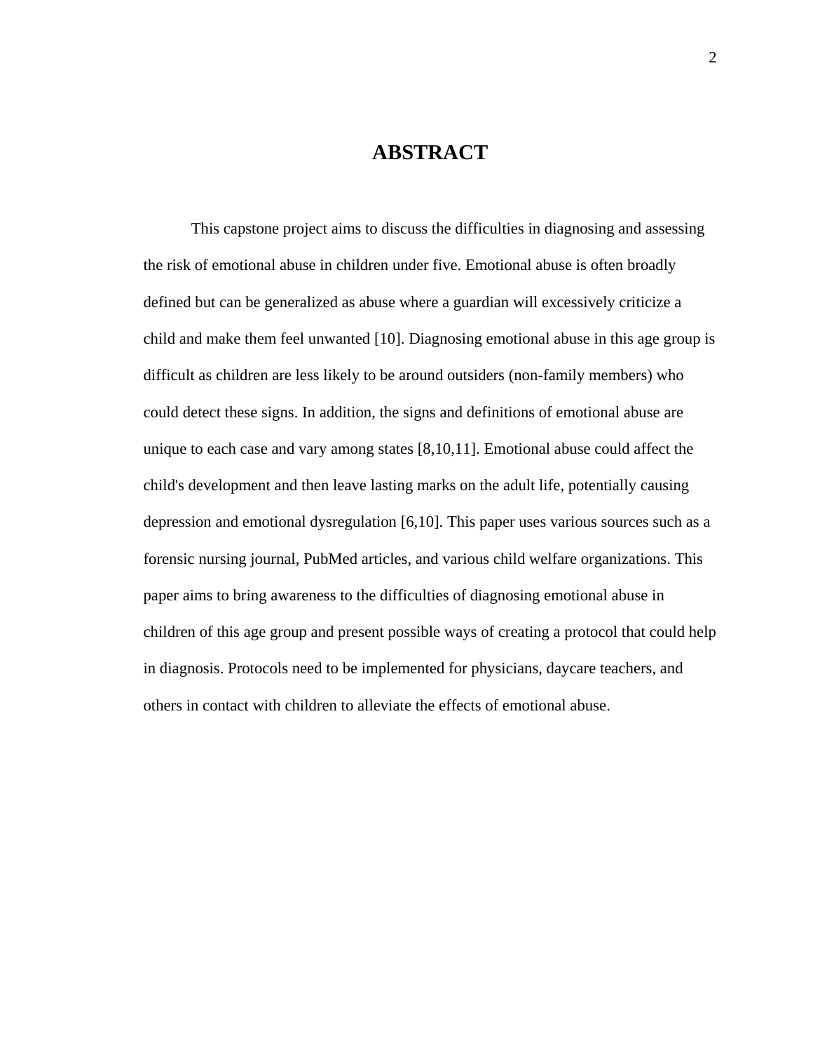# ABSTRACT

This capstone project aims to discuss the difficulties in diagnosing and assessing the risk of emotional abuse in children under five. Emotional abuse is often broadly defined but can be generalized as abuse where a guardian will excessively criticize a child and make them feel unwanted [10]. Diagnosing emotional abuse in this age group is difficult as children are less likely to be around outsiders (non-family members) who could detect these signs. In addition, the signs and definitions of emotional abuse are unique to each case and vary among states [8,10,11]. Emotional abuse could affect the child's development and then leave lasting marks on the adult life, potentially causing depression and emotional dysregulation [6,10]. This paper uses various sources such as a forensic nursing journal, PubMed articles, and various child welfare organizations. This paper aims to bring awareness to the difficulties of diagnosing emotional abuse in children of this age group and present possible ways of creating a protocol that could help in diagnosis. Protocols need to be implemented for physicians, daycare teachers, and others in contact with children to alleviate the effects of emotional abuse.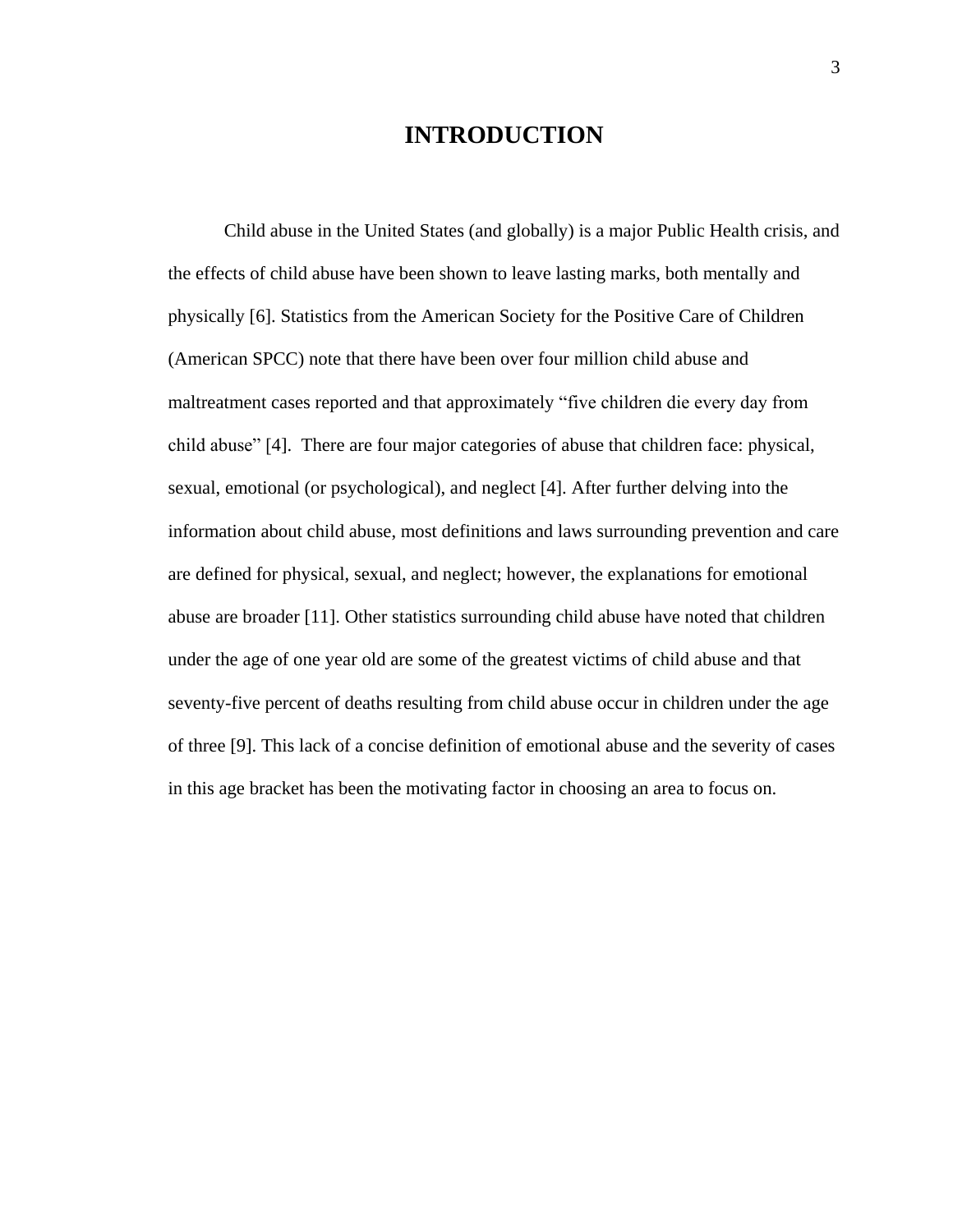# INTRODUCTION

Child abuse in the United States (and globally) is a major Public Health crisis, and the effects of child abuse have been shown to leave lasting marks, both mentally and physically [6]. Statistics from the American Society for the Positive Care of Children (American SPCC) note that there have been over four million child abuse and maltreatment cases reported and that approximately "five children die every day from child abuse" [4]. There are four major categories of abuse that children face: physical, sexual, emotional (or psychological), and neglect [4]. After further delving into the information about child abuse, most definitions and laws surrounding prevention and care are defined for physical, sexual, and neglect; however, the explanations for emotional abuse are broader [11]. Other statistics surrounding child abuse have noted that children under the age of one year old are some of the greatest victims of child abuse and that seventy-five percent of deaths resulting from child abuse occur in children under the age of three [9]. This lack of a concise definition of emotional abuse and the severity of cases in this age bracket has been the motivating factor in choosing an area to focus on.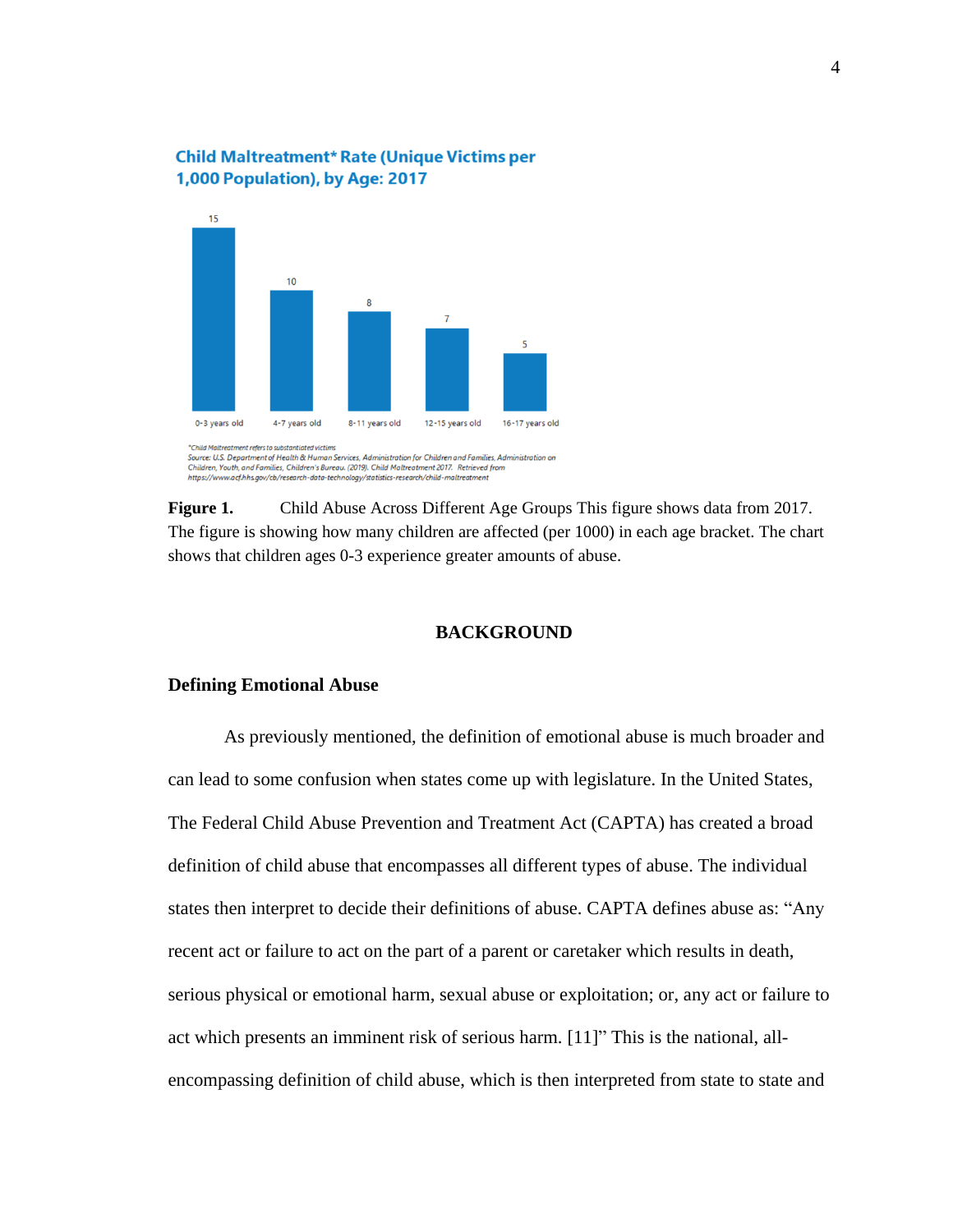**Child Maltreatment* Rate (Unique Victims per 1,000 Population), by Age: 2017**

| Age group | Rate |
| --- | --- |
| 0-3 years old | 15 |
| 4-7 years old | 10 |
| 8-11 years old | 8 |
| 12-15 years old | 7 |
| 16-17 years old | 5 |

*Child Maltreatment refers to substantiated victims
Source: U.S. Department of Health & Human Services, Administration for Children and Families, Administration on Children, Youth, and Families, Children's Bureau. (2019). Child Maltreatment 2017. Retrieved from https://www.acf.hhs.gov/cb/research-data-technology/statistics-research/child-maltreatment

**Figure 1.** Child Abuse Across Different Age Groups This figure shows data from 2017. The figure is showing how many children are affected (per 1000) in each age bracket. The chart shows that children ages 0-3 experience greater amounts of abuse.

## BACKGROUND

### Defining Emotional Abuse

As previously mentioned, the definition of emotional abuse is much broader and can lead to some confusion when states come up with legislature. In the United States, The Federal Child Abuse Prevention and Treatment Act (CAPTA) has created a broad definition of child abuse that encompasses all different types of abuse. The individual states then interpret to decide their definitions of abuse. CAPTA defines abuse as: "Any recent act or failure to act on the part of a parent or caretaker which results in death, serious physical or emotional harm, sexual abuse or exploitation; or, any act or failure to act which presents an imminent risk of serious harm. [11]" This is the national, all-encompassing definition of child abuse, which is then interpreted from state to state and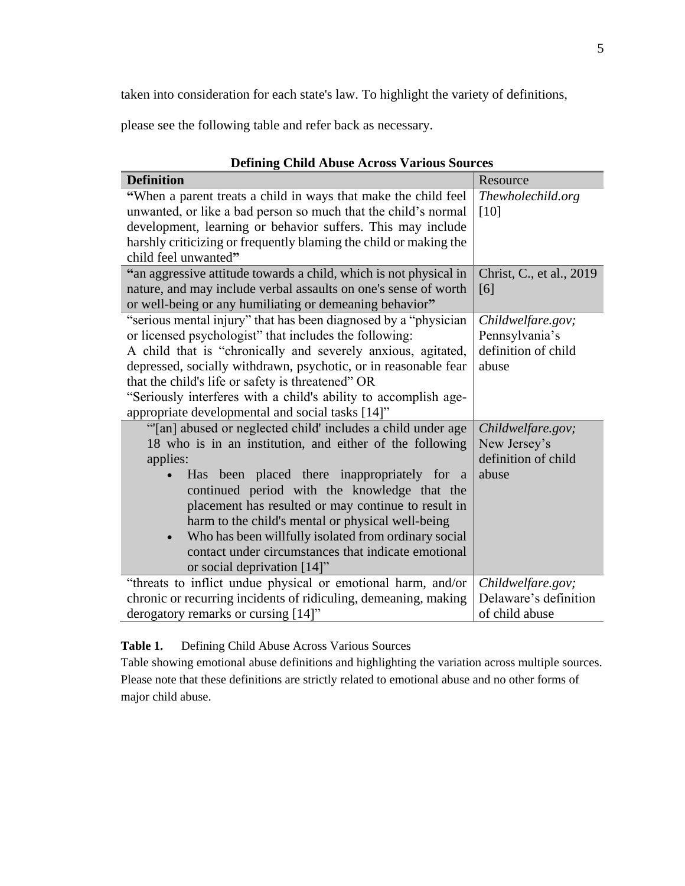taken into consideration for each state's law. To highlight the variety of definitions, please see the following table and refer back as necessary.

**Defining Child Abuse Across Various Sources**

| **Definition** | Resource |
|---|---|
| **"**When a parent treats a child in ways that make the child feel unwanted, or like a bad person so much that the child's normal development, learning or behavior suffers. This may include harshly criticizing or frequently blaming the child or making the child feel unwanted**"** | *Thewholechild.org* [10] |
| **"**an aggressive attitude towards a child, which is not physical in nature, and may include verbal assaults on one's sense of worth or well-being or any humiliating or demeaning behavior**"** | Christ, C., et al., 2019 [6] |
| "serious mental injury" that has been diagnosed by a "physician or licensed psychologist" that includes the following: A child that is "chronically and severely anxious, agitated, depressed, socially withdrawn, psychotic, or in reasonable fear that the child's life or safety is threatened" OR "Seriously interferes with a child's ability to accomplish age-appropriate developmental and social tasks [14]" | *Childwelfare.gov;* Pennsylvania's definition of child abuse |
| "'[an] abused or neglected child' includes a child under age 18 who is in an institution, and either of the following applies: <br>• Has been placed there inappropriately for a continued period with the knowledge that the placement has resulted or may continue to result in harm to the child's mental or physical well-being <br>• Who has been willfully isolated from ordinary social contact under circumstances that indicate emotional or social deprivation [14]" | *Childwelfare.gov;* New Jersey's definition of child abuse |
| "threats to inflict undue physical or emotional harm, and/or chronic or recurring incidents of ridiculing, demeaning, making derogatory remarks or cursing [14]" | *Childwelfare.gov;* Delaware's definition of child abuse |

**Table 1.** Defining Child Abuse Across Various Sources
Table showing emotional abuse definitions and highlighting the variation across multiple sources. Please note that these definitions are strictly related to emotional abuse and no other forms of major child abuse.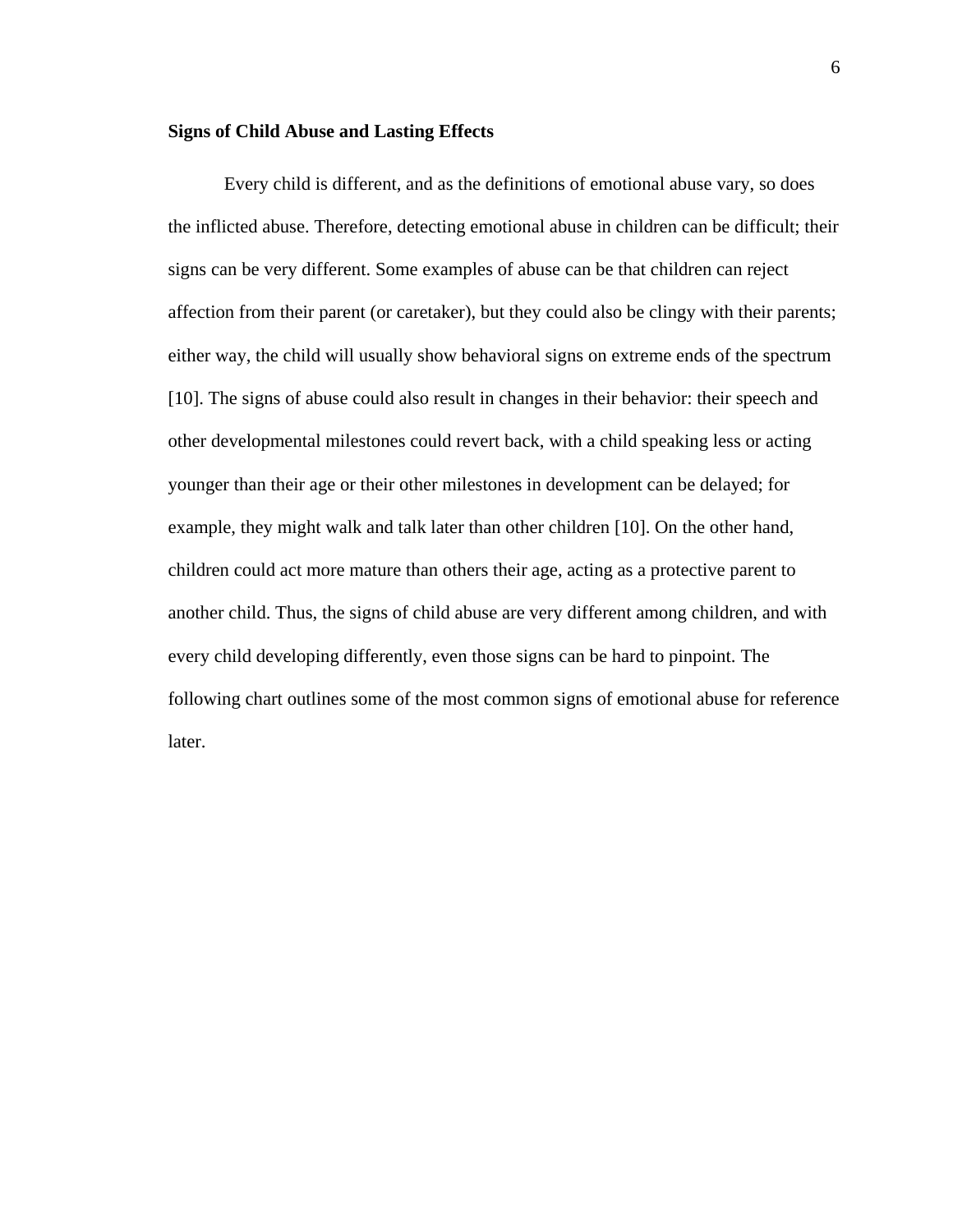## Signs of Child Abuse and Lasting Effects

Every child is different, and as the definitions of emotional abuse vary, so does the inflicted abuse. Therefore, detecting emotional abuse in children can be difficult; their signs can be very different. Some examples of abuse can be that children can reject affection from their parent (or caretaker), but they could also be clingy with their parents; either way, the child will usually show behavioral signs on extreme ends of the spectrum [10]. The signs of abuse could also result in changes in their behavior: their speech and other developmental milestones could revert back, with a child speaking less or acting younger than their age or their other milestones in development can be delayed; for example, they might walk and talk later than other children [10]. On the other hand, children could act more mature than others their age, acting as a protective parent to another child. Thus, the signs of child abuse are very different among children, and with every child developing differently, even those signs can be hard to pinpoint. The following chart outlines some of the most common signs of emotional abuse for reference later.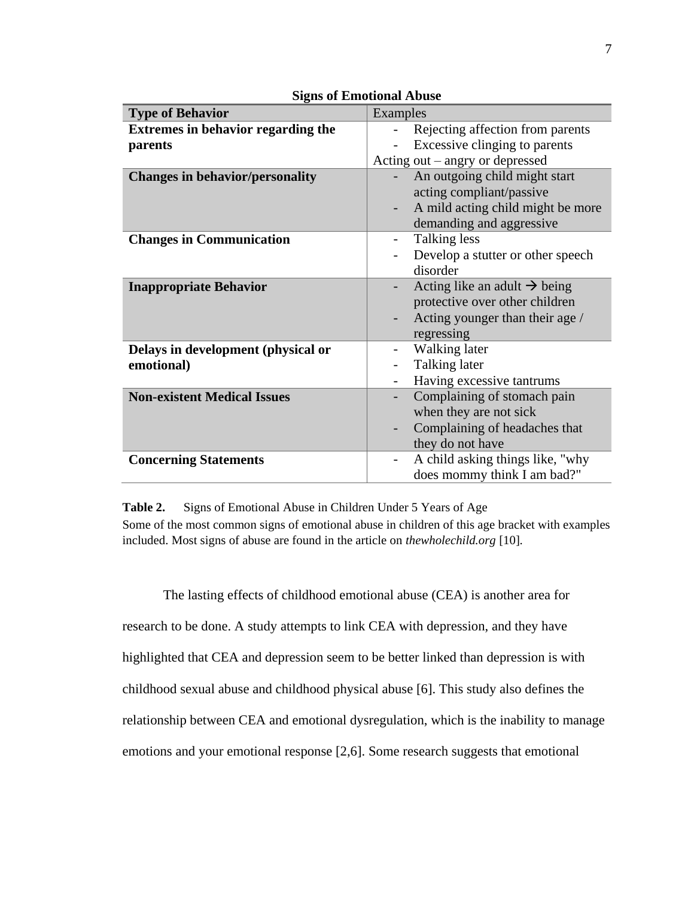**Signs of Emotional Abuse**

| **Type of Behavior** | Examples |
|---|---|
| **Extremes in behavior regarding the parents** | - Rejecting affection from parents<br>- Excessive clinging to parents<br>Acting out – angry or depressed |
| **Changes in behavior/personality** | - An outgoing child might start acting compliant/passive<br>- A mild acting child might be more demanding and aggressive |
| **Changes in Communication** | - Talking less<br>- Develop a stutter or other speech disorder |
| **Inappropriate Behavior** | - Acting like an adult → being protective over other children<br>- Acting younger than their age / regressing |
| **Delays in development (physical or emotional)** | - Walking later<br>- Talking later<br>- Having excessive tantrums |
| **Non-existent Medical Issues** | - Complaining of stomach pain when they are not sick<br>- Complaining of headaches that they do not have |
| **Concerning Statements** | - A child asking things like, "why does mommy think I am bad?" |

**Table 2.** Signs of Emotional Abuse in Children Under 5 Years of Age
Some of the most common signs of emotional abuse in children of this age bracket with examples included. Most signs of abuse are found in the article on *thewholechild.org* [10].

The lasting effects of childhood emotional abuse (CEA) is another area for research to be done. A study attempts to link CEA with depression, and they have highlighted that CEA and depression seem to be better linked than depression is with childhood sexual abuse and childhood physical abuse [6]. This study also defines the relationship between CEA and emotional dysregulation, which is the inability to manage emotions and your emotional response [2,6]. Some research suggests that emotional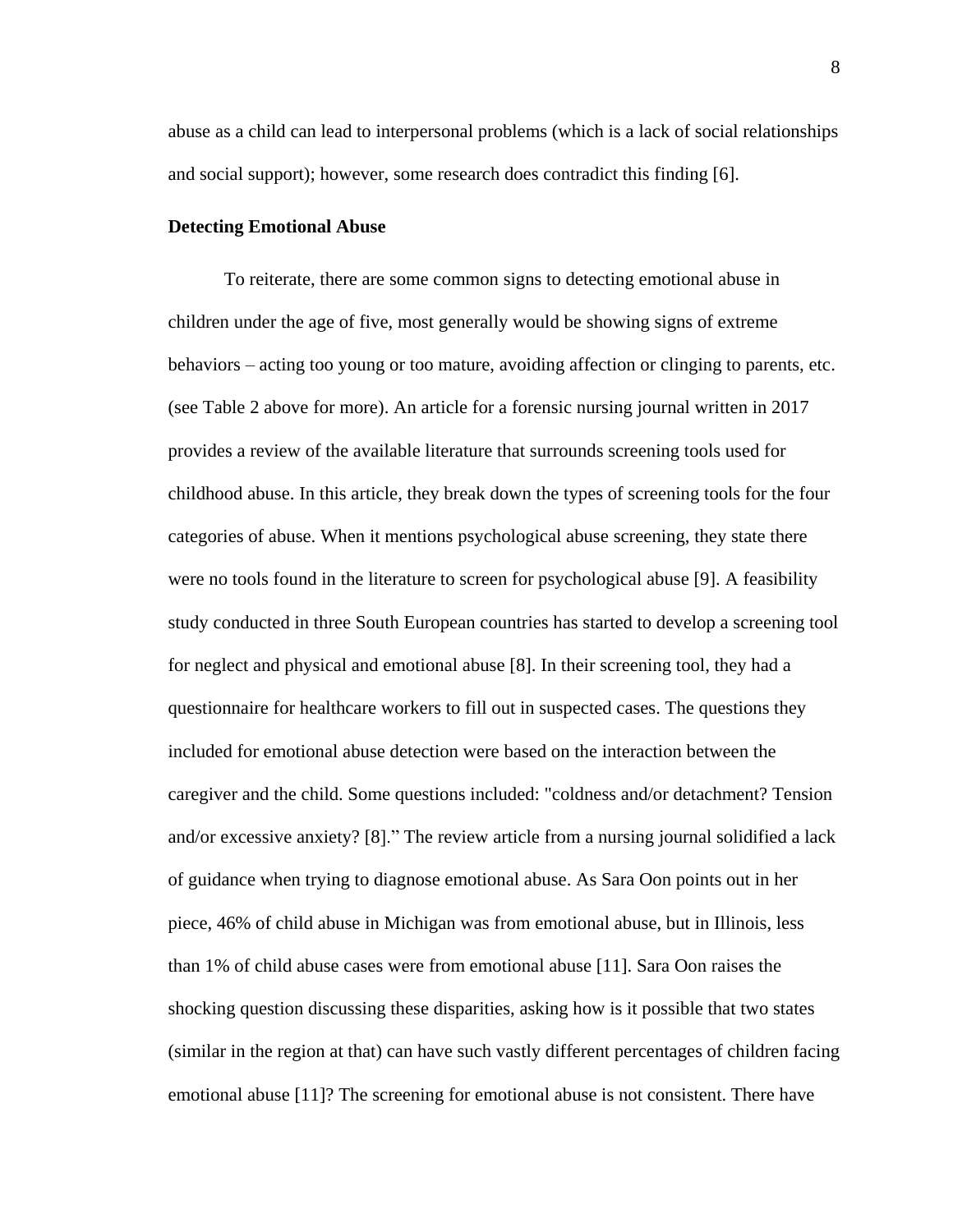abuse as a child can lead to interpersonal problems (which is a lack of social relationships and social support); however, some research does contradict this finding [6].

**Detecting Emotional Abuse**

To reiterate, there are some common signs to detecting emotional abuse in children under the age of five, most generally would be showing signs of extreme behaviors – acting too young or too mature, avoiding affection or clinging to parents, etc. (see Table 2 above for more). An article for a forensic nursing journal written in 2017 provides a review of the available literature that surrounds screening tools used for childhood abuse. In this article, they break down the types of screening tools for the four categories of abuse. When it mentions psychological abuse screening, they state there were no tools found in the literature to screen for psychological abuse [9]. A feasibility study conducted in three South European countries has started to develop a screening tool for neglect and physical and emotional abuse [8]. In their screening tool, they had a questionnaire for healthcare workers to fill out in suspected cases. The questions they included for emotional abuse detection were based on the interaction between the caregiver and the child. Some questions included: "coldness and/or detachment? Tension and/or excessive anxiety? [8]." The review article from a nursing journal solidified a lack of guidance when trying to diagnose emotional abuse. As Sara Oon points out in her piece, 46% of child abuse in Michigan was from emotional abuse, but in Illinois, less than 1% of child abuse cases were from emotional abuse [11]. Sara Oon raises the shocking question discussing these disparities, asking how is it possible that two states (similar in the region at that) can have such vastly different percentages of children facing emotional abuse [11]? The screening for emotional abuse is not consistent. There have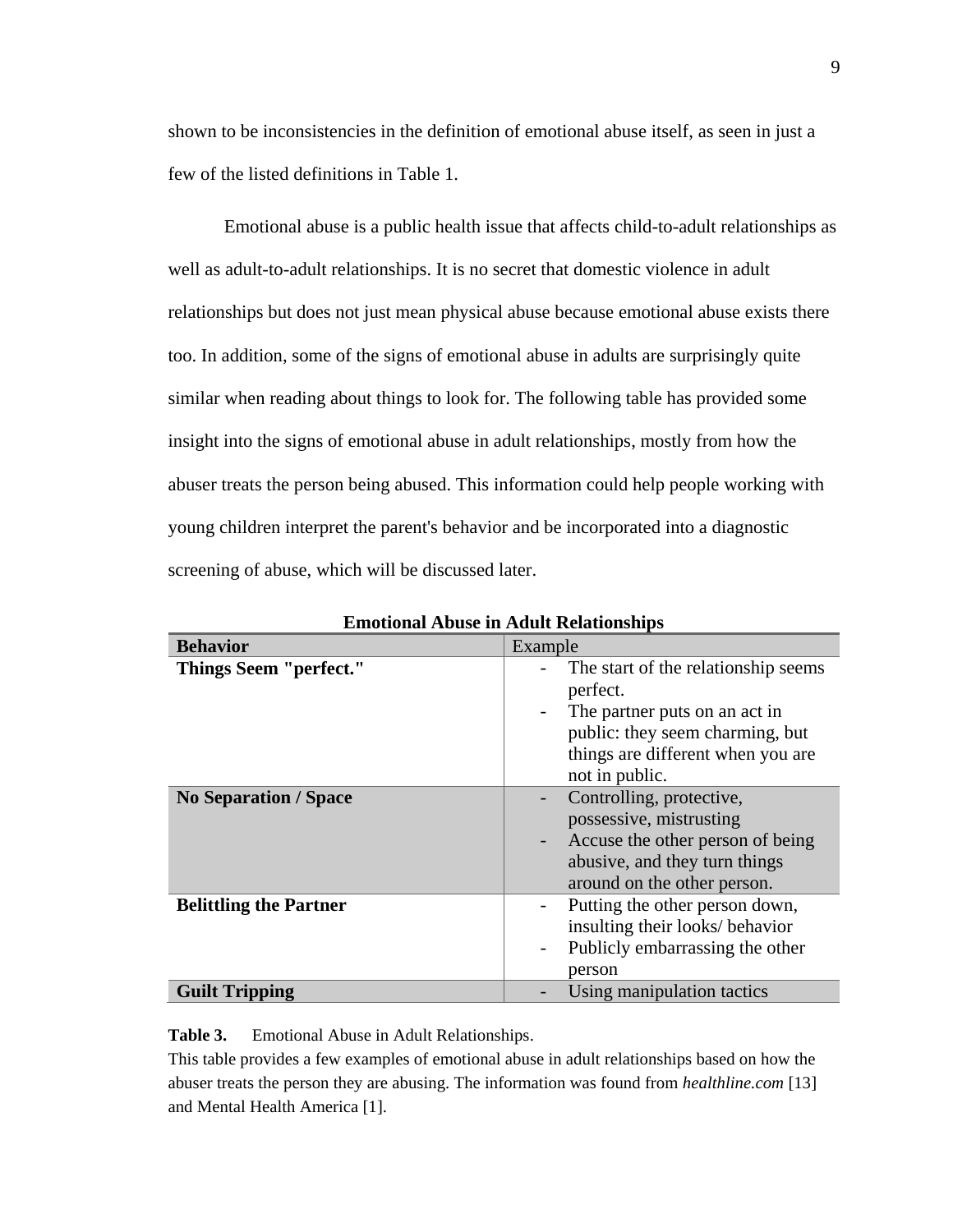shown to be inconsistencies in the definition of emotional abuse itself, as seen in just a few of the listed definitions in Table 1.

Emotional abuse is a public health issue that affects child-to-adult relationships as well as adult-to-adult relationships. It is no secret that domestic violence in adult relationships but does not just mean physical abuse because emotional abuse exists there too. In addition, some of the signs of emotional abuse in adults are surprisingly quite similar when reading about things to look for. The following table has provided some insight into the signs of emotional abuse in adult relationships, mostly from how the abuser treats the person being abused. This information could help people working with young children interpret the parent's behavior and be incorporated into a diagnostic screening of abuse, which will be discussed later.

**Emotional Abuse in Adult Relationships**

| **Behavior** | Example |
| --- | --- |
| **Things Seem "perfect."** | - The start of the relationship seems perfect.<br>- The partner puts on an act in public: they seem charming, but things are different when you are not in public. |
| **No Separation / Space** | - Controlling, protective, possessive, mistrusting<br>- Accuse the other person of being abusive, and they turn things around on the other person. |
| **Belittling the Partner** | - Putting the other person down, insulting their looks/ behavior<br>- Publicly embarrassing the other person |
| **Guilt Tripping** | - Using manipulation tactics |

**Table 3.** Emotional Abuse in Adult Relationships.
This table provides a few examples of emotional abuse in adult relationships based on how the abuser treats the person they are abusing. The information was found from *healthline.com* [13] and Mental Health America [1].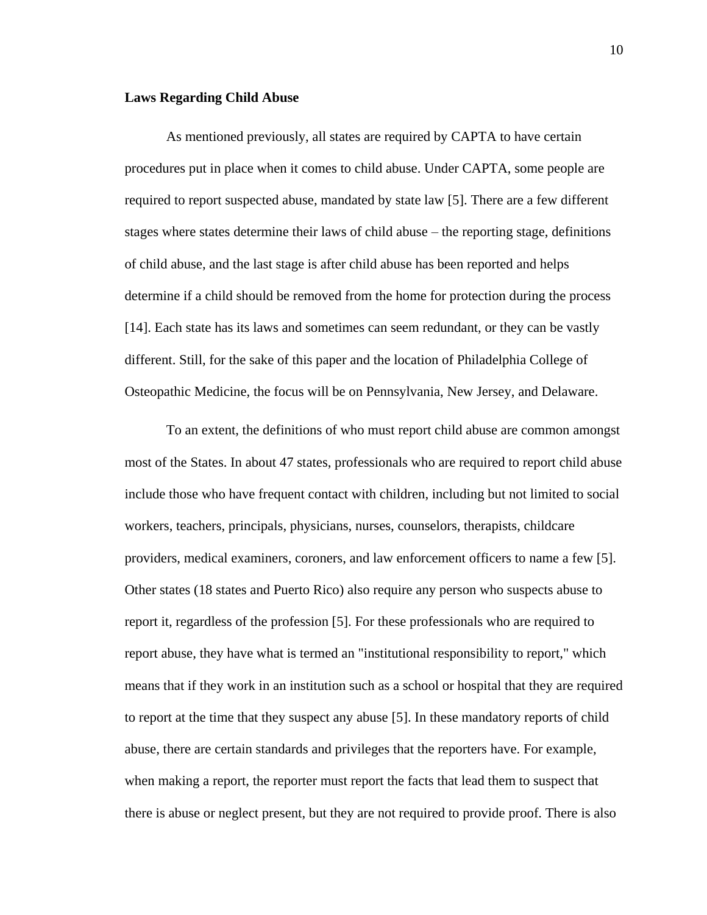**Laws Regarding Child Abuse**

As mentioned previously, all states are required by CAPTA to have certain procedures put in place when it comes to child abuse. Under CAPTA, some people are required to report suspected abuse, mandated by state law [5]. There are a few different stages where states determine their laws of child abuse – the reporting stage, definitions of child abuse, and the last stage is after child abuse has been reported and helps determine if a child should be removed from the home for protection during the process [14]. Each state has its laws and sometimes can seem redundant, or they can be vastly different. Still, for the sake of this paper and the location of Philadelphia College of Osteopathic Medicine, the focus will be on Pennsylvania, New Jersey, and Delaware.

To an extent, the definitions of who must report child abuse are common amongst most of the States. In about 47 states, professionals who are required to report child abuse include those who have frequent contact with children, including but not limited to social workers, teachers, principals, physicians, nurses, counselors, therapists, childcare providers, medical examiners, coroners, and law enforcement officers to name a few [5]. Other states (18 states and Puerto Rico) also require any person who suspects abuse to report it, regardless of the profession [5]. For these professionals who are required to report abuse, they have what is termed an "institutional responsibility to report," which means that if they work in an institution such as a school or hospital that they are required to report at the time that they suspect any abuse [5]. In these mandatory reports of child abuse, there are certain standards and privileges that the reporters have. For example, when making a report, the reporter must report the facts that lead them to suspect that there is abuse or neglect present, but they are not required to provide proof. There is also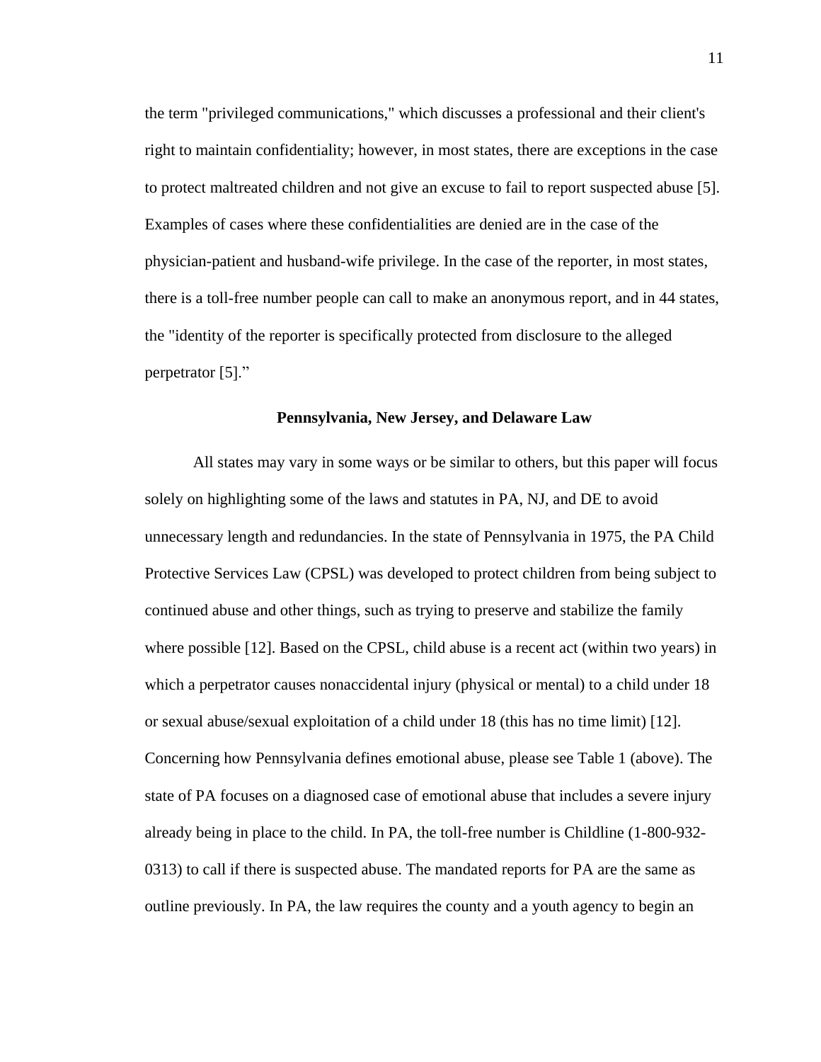the term "privileged communications," which discusses a professional and their client's right to maintain confidentiality; however, in most states, there are exceptions in the case to protect maltreated children and not give an excuse to fail to report suspected abuse [5]. Examples of cases where these confidentialities are denied are in the case of the physician-patient and husband-wife privilege. In the case of the reporter, in most states, there is a toll-free number people can call to make an anonymous report, and in 44 states, the "identity of the reporter is specifically protected from disclosure to the alleged perpetrator [5]."

**Pennsylvania, New Jersey, and Delaware Law**

All states may vary in some ways or be similar to others, but this paper will focus solely on highlighting some of the laws and statutes in PA, NJ, and DE to avoid unnecessary length and redundancies. In the state of Pennsylvania in 1975, the PA Child Protective Services Law (CPSL) was developed to protect children from being subject to continued abuse and other things, such as trying to preserve and stabilize the family where possible [12]. Based on the CPSL, child abuse is a recent act (within two years) in which a perpetrator causes nonaccidental injury (physical or mental) to a child under 18 or sexual abuse/sexual exploitation of a child under 18 (this has no time limit) [12]. Concerning how Pennsylvania defines emotional abuse, please see Table 1 (above). The state of PA focuses on a diagnosed case of emotional abuse that includes a severe injury already being in place to the child. In PA, the toll-free number is Childline (1-800-932-0313) to call if there is suspected abuse. The mandated reports for PA are the same as outline previously. In PA, the law requires the county and a youth agency to begin an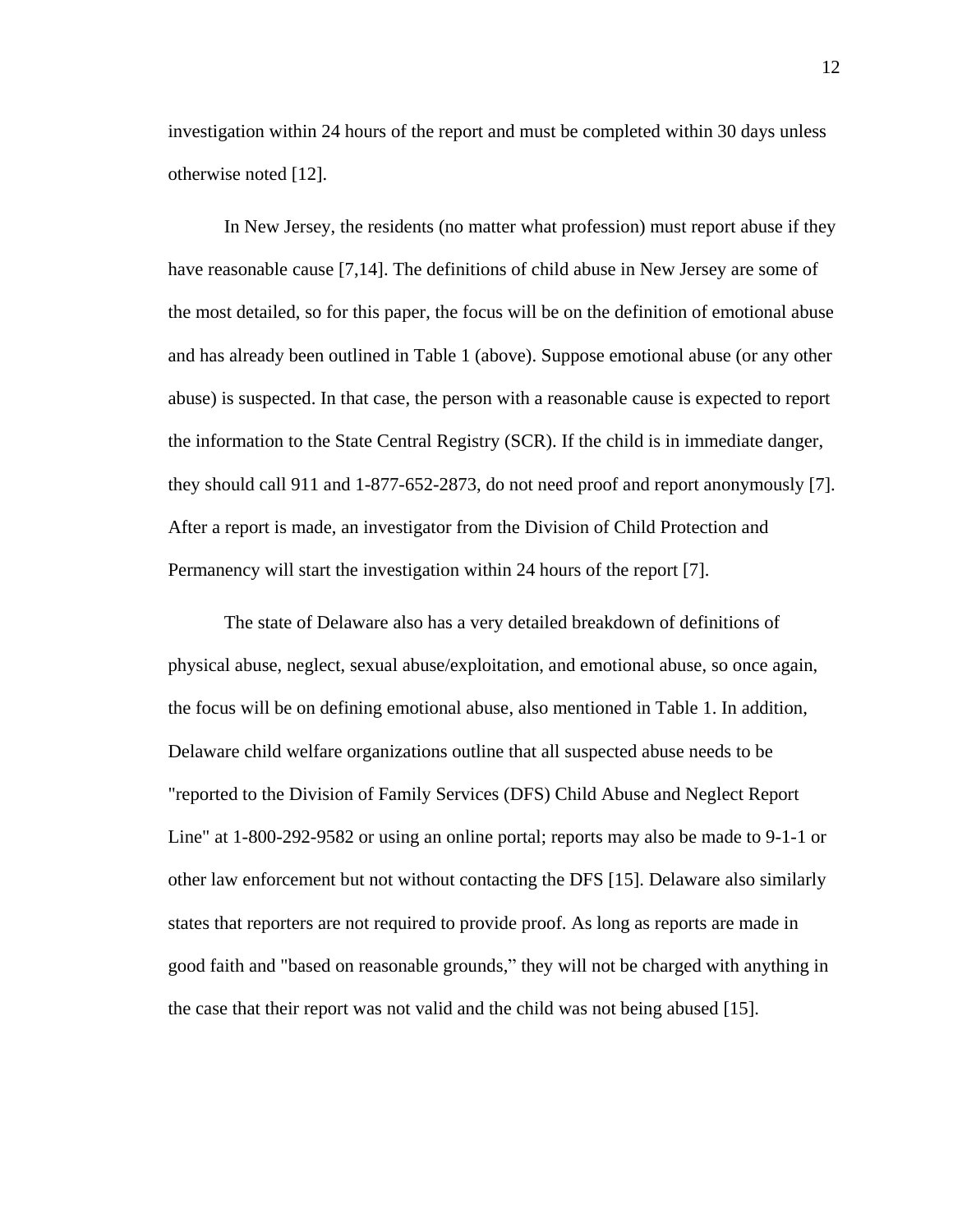investigation within 24 hours of the report and must be completed within 30 days unless otherwise noted [12].

In New Jersey, the residents (no matter what profession) must report abuse if they have reasonable cause [7,14]. The definitions of child abuse in New Jersey are some of the most detailed, so for this paper, the focus will be on the definition of emotional abuse and has already been outlined in Table 1 (above). Suppose emotional abuse (or any other abuse) is suspected. In that case, the person with a reasonable cause is expected to report the information to the State Central Registry (SCR). If the child is in immediate danger, they should call 911 and 1-877-652-2873, do not need proof and report anonymously [7]. After a report is made, an investigator from the Division of Child Protection and Permanency will start the investigation within 24 hours of the report [7].

The state of Delaware also has a very detailed breakdown of definitions of physical abuse, neglect, sexual abuse/exploitation, and emotional abuse, so once again, the focus will be on defining emotional abuse, also mentioned in Table 1. In addition, Delaware child welfare organizations outline that all suspected abuse needs to be "reported to the Division of Family Services (DFS) Child Abuse and Neglect Report Line" at 1-800-292-9582 or using an online portal; reports may also be made to 9-1-1 or other law enforcement but not without contacting the DFS [15]. Delaware also similarly states that reporters are not required to provide proof. As long as reports are made in good faith and "based on reasonable grounds," they will not be charged with anything in the case that their report was not valid and the child was not being abused [15].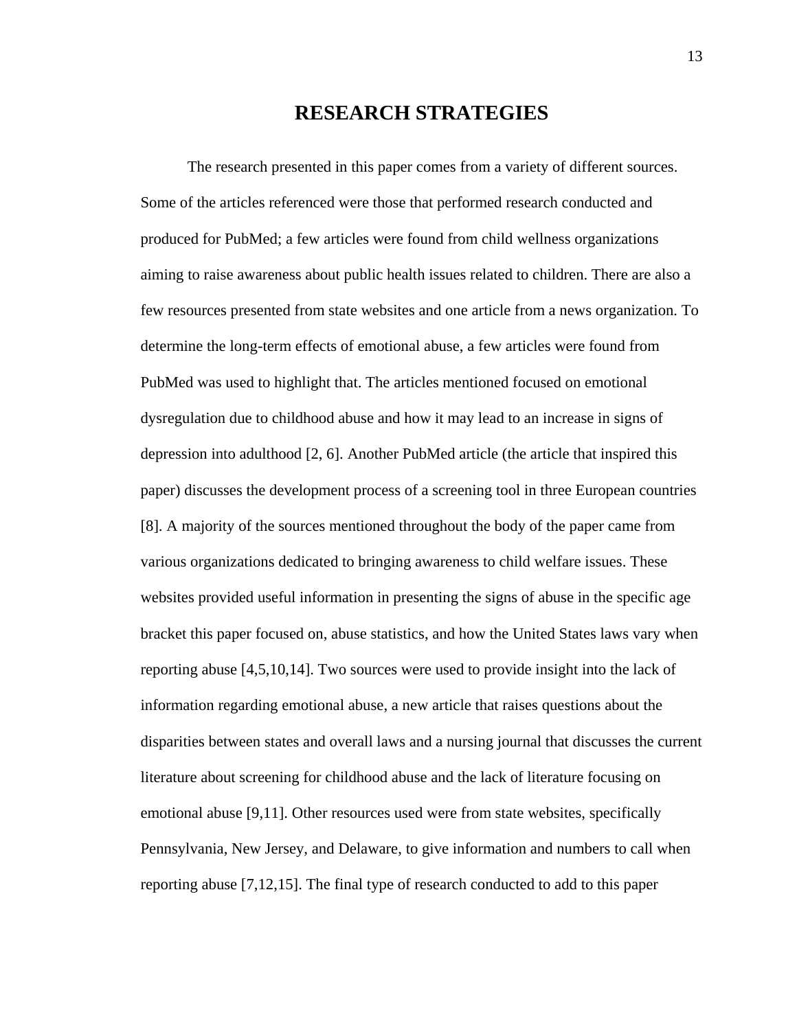# RESEARCH STRATEGIES

The research presented in this paper comes from a variety of different sources. Some of the articles referenced were those that performed research conducted and produced for PubMed; a few articles were found from child wellness organizations aiming to raise awareness about public health issues related to children. There are also a few resources presented from state websites and one article from a news organization. To determine the long-term effects of emotional abuse, a few articles were found from PubMed was used to highlight that. The articles mentioned focused on emotional dysregulation due to childhood abuse and how it may lead to an increase in signs of depression into adulthood [2, 6]. Another PubMed article (the article that inspired this paper) discusses the development process of a screening tool in three European countries [8]. A majority of the sources mentioned throughout the body of the paper came from various organizations dedicated to bringing awareness to child welfare issues. These websites provided useful information in presenting the signs of abuse in the specific age bracket this paper focused on, abuse statistics, and how the United States laws vary when reporting abuse [4,5,10,14]. Two sources were used to provide insight into the lack of information regarding emotional abuse, a new article that raises questions about the disparities between states and overall laws and a nursing journal that discusses the current literature about screening for childhood abuse and the lack of literature focusing on emotional abuse [9,11]. Other resources used were from state websites, specifically Pennsylvania, New Jersey, and Delaware, to give information and numbers to call when reporting abuse [7,12,15]. The final type of research conducted to add to this paper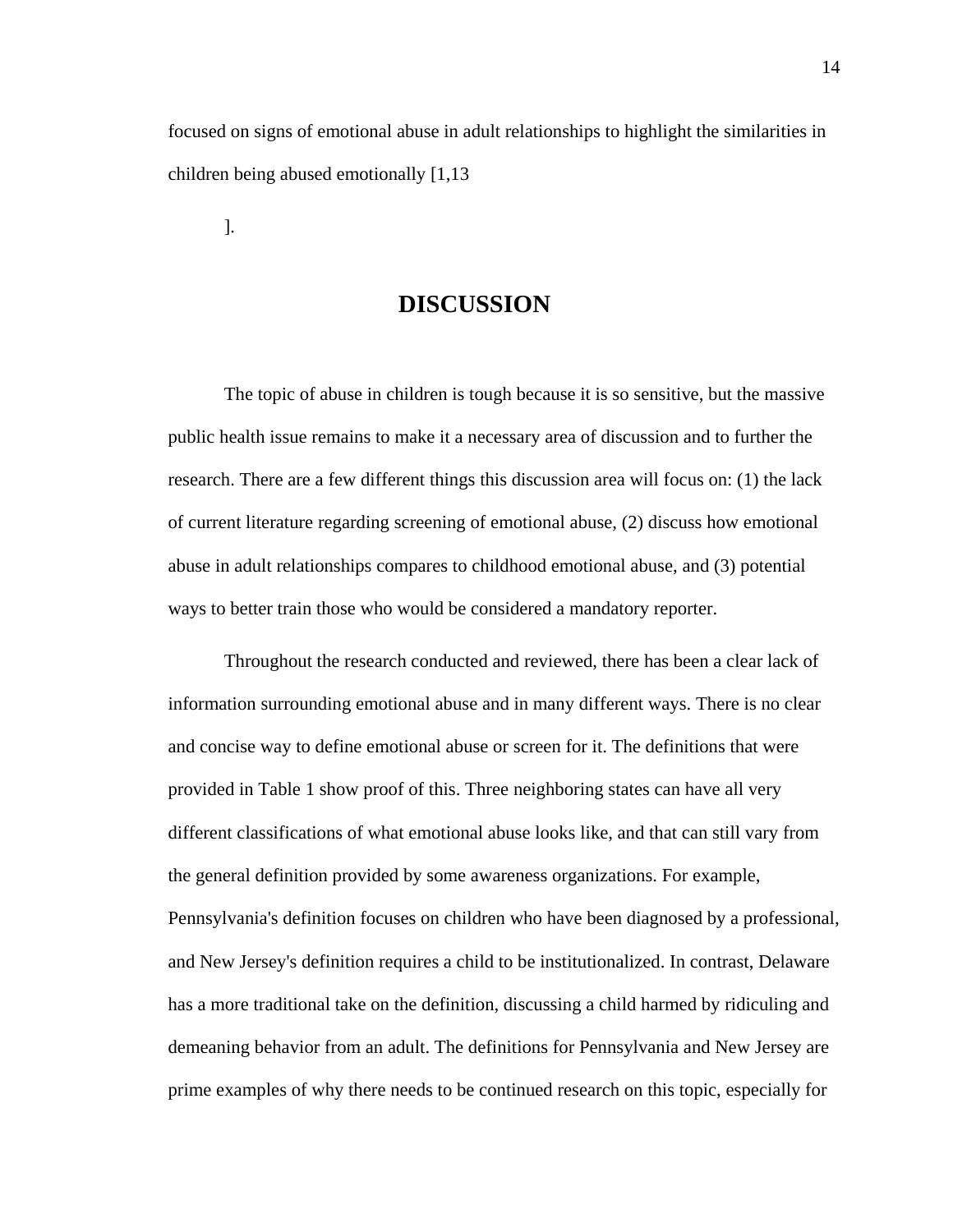focused on signs of emotional abuse in adult relationships to highlight the similarities in children being abused emotionally [1,13].

# DISCUSSION

The topic of abuse in children is tough because it is so sensitive, but the massive public health issue remains to make it a necessary area of discussion and to further the research. There are a few different things this discussion area will focus on: (1) the lack of current literature regarding screening of emotional abuse, (2) discuss how emotional abuse in adult relationships compares to childhood emotional abuse, and (3) potential ways to better train those who would be considered a mandatory reporter.

Throughout the research conducted and reviewed, there has been a clear lack of information surrounding emotional abuse and in many different ways. There is no clear and concise way to define emotional abuse or screen for it. The definitions that were provided in Table 1 show proof of this. Three neighboring states can have all very different classifications of what emotional abuse looks like, and that can still vary from the general definition provided by some awareness organizations. For example, Pennsylvania's definition focuses on children who have been diagnosed by a professional, and New Jersey's definition requires a child to be institutionalized. In contrast, Delaware has a more traditional take on the definition, discussing a child harmed by ridiculing and demeaning behavior from an adult. The definitions for Pennsylvania and New Jersey are prime examples of why there needs to be continued research on this topic, especially for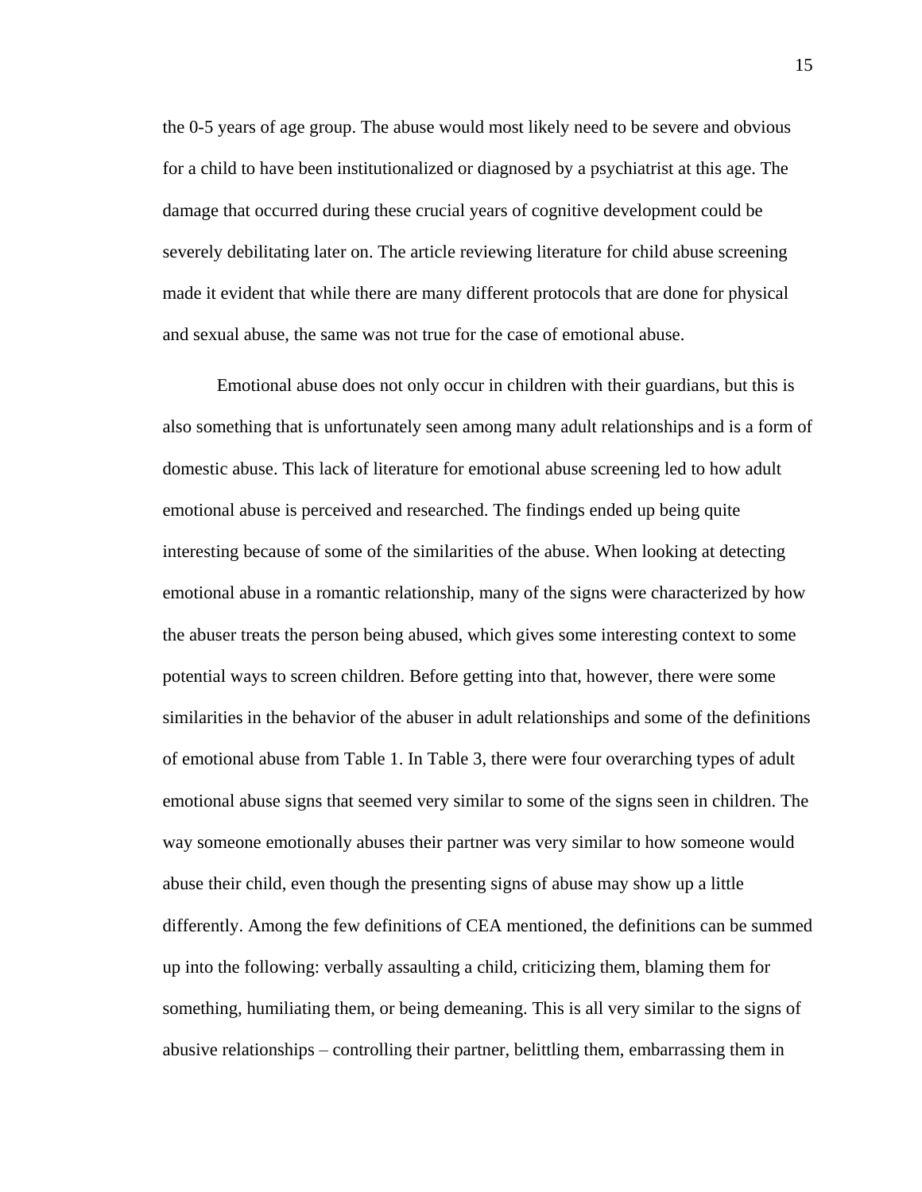the 0-5 years of age group. The abuse would most likely need to be severe and obvious for a child to have been institutionalized or diagnosed by a psychiatrist at this age. The damage that occurred during these crucial years of cognitive development could be severely debilitating later on. The article reviewing literature for child abuse screening made it evident that while there are many different protocols that are done for physical and sexual abuse, the same was not true for the case of emotional abuse.

Emotional abuse does not only occur in children with their guardians, but this is also something that is unfortunately seen among many adult relationships and is a form of domestic abuse. This lack of literature for emotional abuse screening led to how adult emotional abuse is perceived and researched. The findings ended up being quite interesting because of some of the similarities of the abuse. When looking at detecting emotional abuse in a romantic relationship, many of the signs were characterized by how the abuser treats the person being abused, which gives some interesting context to some potential ways to screen children. Before getting into that, however, there were some similarities in the behavior of the abuser in adult relationships and some of the definitions of emotional abuse from Table 1. In Table 3, there were four overarching types of adult emotional abuse signs that seemed very similar to some of the signs seen in children. The way someone emotionally abuses their partner was very similar to how someone would abuse their child, even though the presenting signs of abuse may show up a little differently. Among the few definitions of CEA mentioned, the definitions can be summed up into the following: verbally assaulting a child, criticizing them, blaming them for something, humiliating them, or being demeaning. This is all very similar to the signs of abusive relationships – controlling their partner, belittling them, embarrassing them in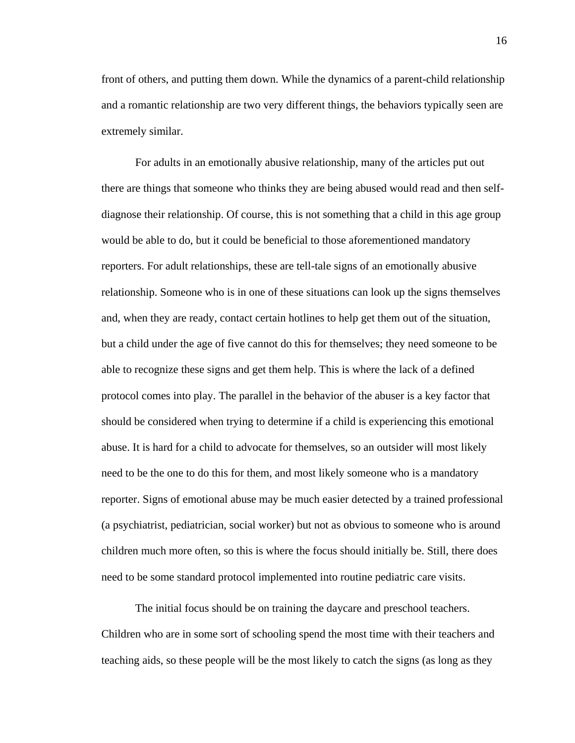front of others, and putting them down. While the dynamics of a parent-child relationship and a romantic relationship are two very different things, the behaviors typically seen are extremely similar.

For adults in an emotionally abusive relationship, many of the articles put out there are things that someone who thinks they are being abused would read and then self-diagnose their relationship. Of course, this is not something that a child in this age group would be able to do, but it could be beneficial to those aforementioned mandatory reporters. For adult relationships, these are tell-tale signs of an emotionally abusive relationship. Someone who is in one of these situations can look up the signs themselves and, when they are ready, contact certain hotlines to help get them out of the situation, but a child under the age of five cannot do this for themselves; they need someone to be able to recognize these signs and get them help. This is where the lack of a defined protocol comes into play. The parallel in the behavior of the abuser is a key factor that should be considered when trying to determine if a child is experiencing this emotional abuse. It is hard for a child to advocate for themselves, so an outsider will most likely need to be the one to do this for them, and most likely someone who is a mandatory reporter. Signs of emotional abuse may be much easier detected by a trained professional (a psychiatrist, pediatrician, social worker) but not as obvious to someone who is around children much more often, so this is where the focus should initially be. Still, there does need to be some standard protocol implemented into routine pediatric care visits.

The initial focus should be on training the daycare and preschool teachers. Children who are in some sort of schooling spend the most time with their teachers and teaching aids, so these people will be the most likely to catch the signs (as long as they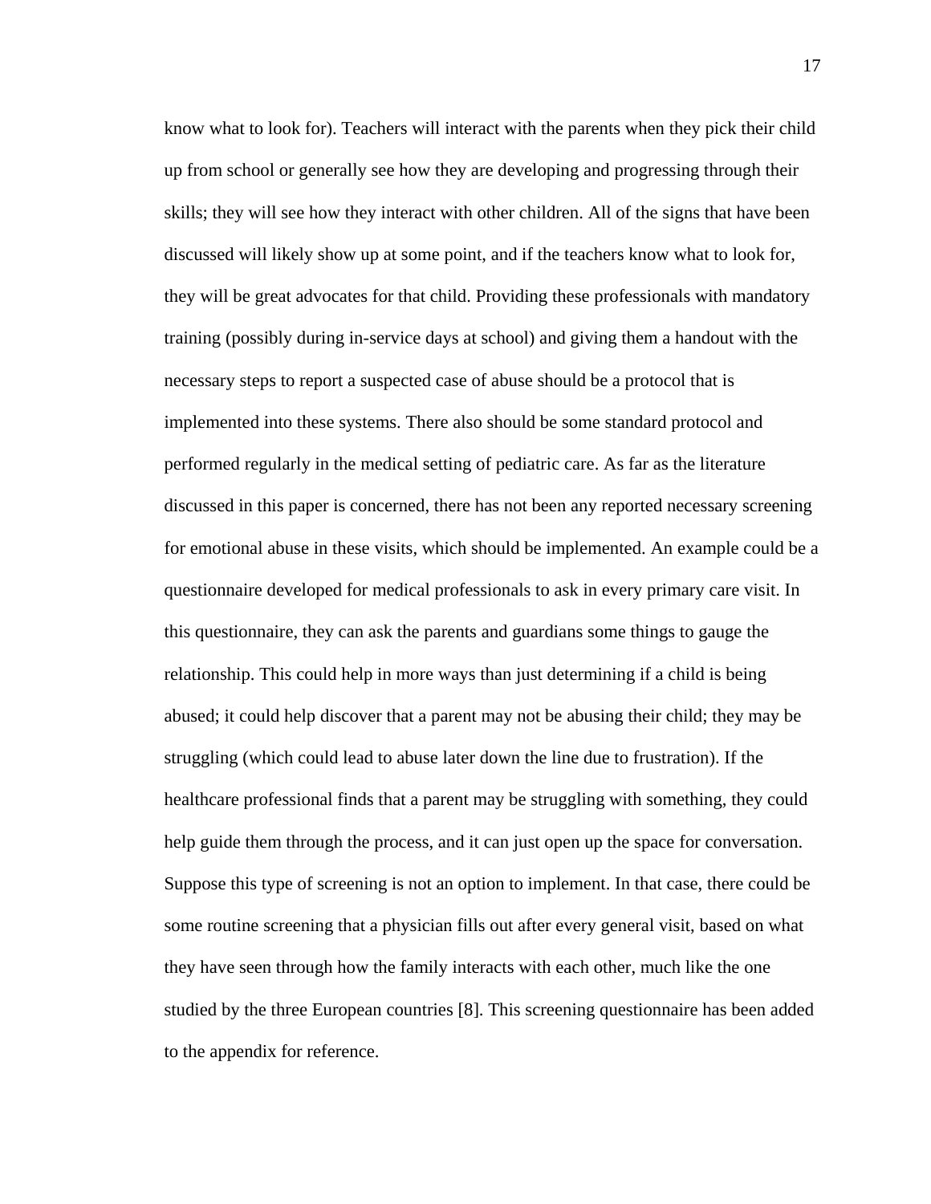know what to look for). Teachers will interact with the parents when they pick their child up from school or generally see how they are developing and progressing through their skills; they will see how they interact with other children. All of the signs that have been discussed will likely show up at some point, and if the teachers know what to look for, they will be great advocates for that child. Providing these professionals with mandatory training (possibly during in-service days at school) and giving them a handout with the necessary steps to report a suspected case of abuse should be a protocol that is implemented into these systems. There also should be some standard protocol and performed regularly in the medical setting of pediatric care. As far as the literature discussed in this paper is concerned, there has not been any reported necessary screening for emotional abuse in these visits, which should be implemented. An example could be a questionnaire developed for medical professionals to ask in every primary care visit. In this questionnaire, they can ask the parents and guardians some things to gauge the relationship. This could help in more ways than just determining if a child is being abused; it could help discover that a parent may not be abusing their child; they may be struggling (which could lead to abuse later down the line due to frustration). If the healthcare professional finds that a parent may be struggling with something, they could help guide them through the process, and it can just open up the space for conversation. Suppose this type of screening is not an option to implement. In that case, there could be some routine screening that a physician fills out after every general visit, based on what they have seen through how the family interacts with each other, much like the one studied by the three European countries [8]. This screening questionnaire has been added to the appendix for reference.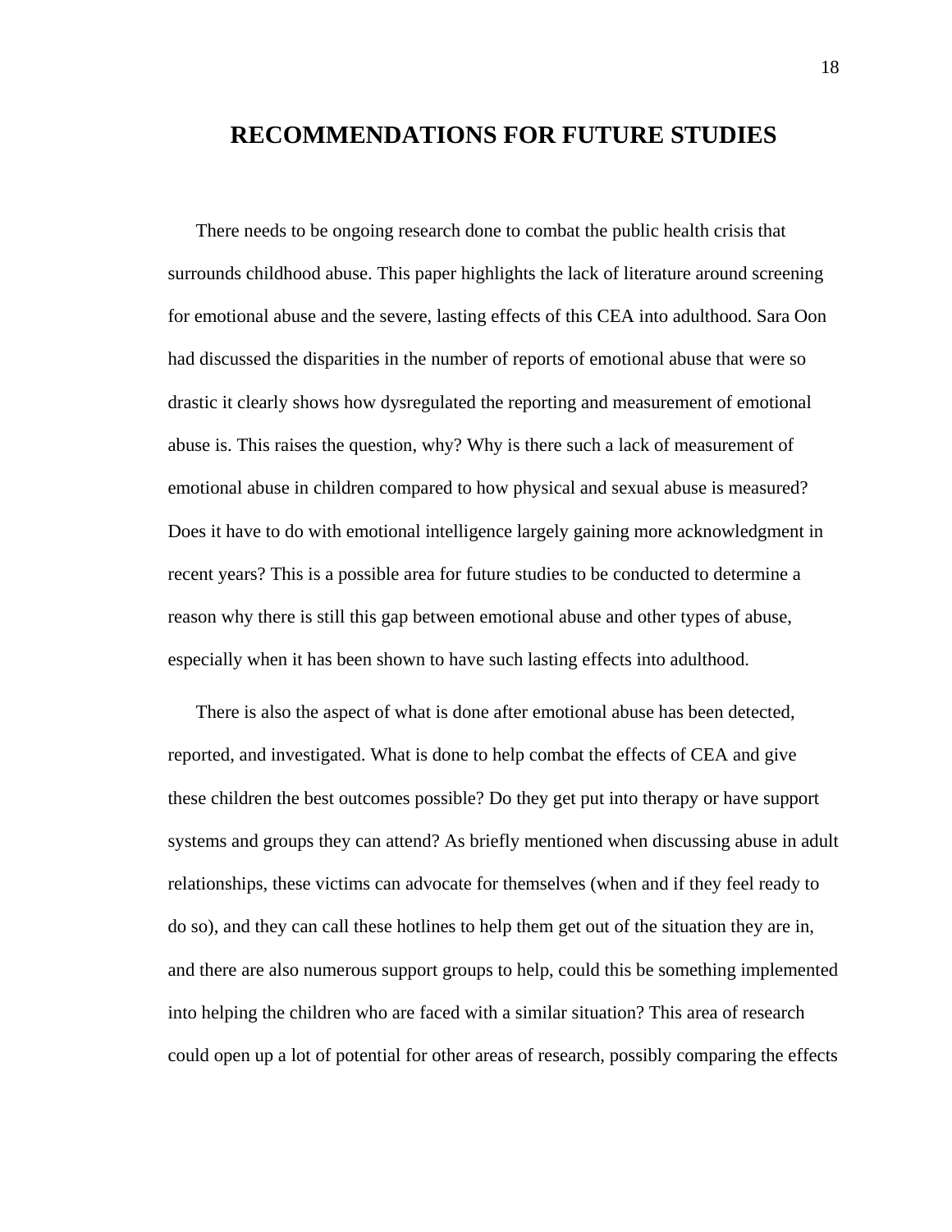# RECOMMENDATIONS FOR FUTURE STUDIES

There needs to be ongoing research done to combat the public health crisis that surrounds childhood abuse. This paper highlights the lack of literature around screening for emotional abuse and the severe, lasting effects of this CEA into adulthood. Sara Oon had discussed the disparities in the number of reports of emotional abuse that were so drastic it clearly shows how dysregulated the reporting and measurement of emotional abuse is. This raises the question, why? Why is there such a lack of measurement of emotional abuse in children compared to how physical and sexual abuse is measured? Does it have to do with emotional intelligence largely gaining more acknowledgment in recent years? This is a possible area for future studies to be conducted to determine a reason why there is still this gap between emotional abuse and other types of abuse, especially when it has been shown to have such lasting effects into adulthood.

There is also the aspect of what is done after emotional abuse has been detected, reported, and investigated. What is done to help combat the effects of CEA and give these children the best outcomes possible? Do they get put into therapy or have support systems and groups they can attend? As briefly mentioned when discussing abuse in adult relationships, these victims can advocate for themselves (when and if they feel ready to do so), and they can call these hotlines to help them get out of the situation they are in, and there are also numerous support groups to help, could this be something implemented into helping the children who are faced with a similar situation? This area of research could open up a lot of potential for other areas of research, possibly comparing the effects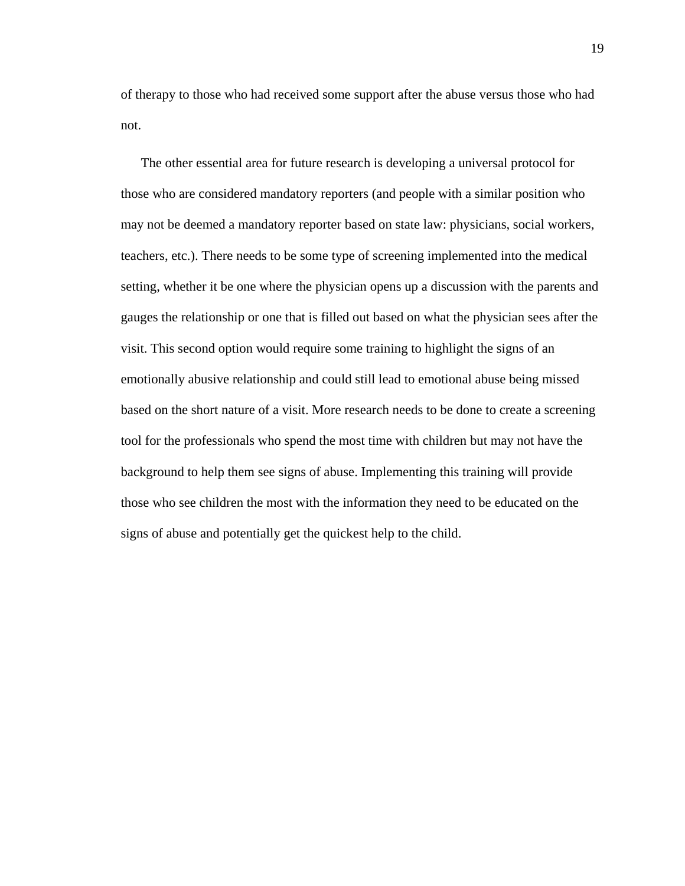of therapy to those who had received some support after the abuse versus those who had not.

The other essential area for future research is developing a universal protocol for those who are considered mandatory reporters (and people with a similar position who may not be deemed a mandatory reporter based on state law: physicians, social workers, teachers, etc.). There needs to be some type of screening implemented into the medical setting, whether it be one where the physician opens up a discussion with the parents and gauges the relationship or one that is filled out based on what the physician sees after the visit. This second option would require some training to highlight the signs of an emotionally abusive relationship and could still lead to emotional abuse being missed based on the short nature of a visit. More research needs to be done to create a screening tool for the professionals who spend the most time with children but may not have the background to help them see signs of abuse. Implementing this training will provide those who see children the most with the information they need to be educated on the signs of abuse and potentially get the quickest help to the child.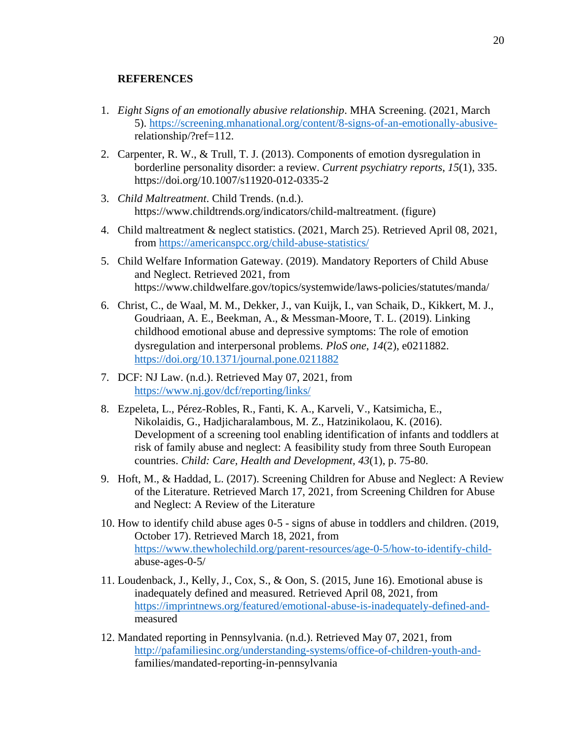**REFERENCES**

1. *Eight Signs of an emotionally abusive relationship*. MHA Screening. (2021, March 5). https://screening.mhanational.org/content/8-signs-of-an-emotionally-abusive-relationship/?ref=112.
2. Carpenter, R. W., & Trull, T. J. (2013). Components of emotion dysregulation in borderline personality disorder: a review. *Current psychiatry reports*, *15*(1), 335. https://doi.org/10.1007/s11920-012-0335-2
3. *Child Maltreatment*. Child Trends. (n.d.). https://www.childtrends.org/indicators/child-maltreatment. (figure)
4. Child maltreatment & neglect statistics. (2021, March 25). Retrieved April 08, 2021, from https://americanspcc.org/child-abuse-statistics/
5. Child Welfare Information Gateway. (2019). Mandatory Reporters of Child Abuse and Neglect. Retrieved 2021, from https://www.childwelfare.gov/topics/systemwide/laws-policies/statutes/manda/
6. Christ, C., de Waal, M. M., Dekker, J., van Kuijk, I., van Schaik, D., Kikkert, M. J., Goudriaan, A. E., Beekman, A., & Messman-Moore, T. L. (2019). Linking childhood emotional abuse and depressive symptoms: The role of emotion dysregulation and interpersonal problems. *PloS one*, *14*(2), e0211882. https://doi.org/10.1371/journal.pone.0211882
7. DCF: NJ Law. (n.d.). Retrieved May 07, 2021, from https://www.nj.gov/dcf/reporting/links/
8. Ezpeleta, L., Pérez-Robles, R., Fanti, K. A., Karveli, V., Katsimicha, E., Nikolaidis, G., Hadjicharalambous, M. Z., Hatzinikolaou, K. (2016). Development of a screening tool enabling identification of infants and toddlers at risk of family abuse and neglect: A feasibility study from three South European countries. *Child: Care, Health and Development, 43*(1), p. 75-80.
9. Hoft, M., & Haddad, L. (2017). Screening Children for Abuse and Neglect: A Review of the Literature. Retrieved March 17, 2021, from Screening Children for Abuse and Neglect: A Review of the Literature
10. How to identify child abuse ages 0-5 - signs of abuse in toddlers and children. (2019, October 17). Retrieved March 18, 2021, from https://www.thewholechild.org/parent-resources/age-0-5/how-to-identify-child-abuse-ages-0-5/
11. Loudenback, J., Kelly, J., Cox, S., & Oon, S. (2015, June 16). Emotional abuse is inadequately defined and measured. Retrieved April 08, 2021, from https://imprintnews.org/featured/emotional-abuse-is-inadequately-defined-and-measured
12. Mandated reporting in Pennsylvania. (n.d.). Retrieved May 07, 2021, from http://pafamiliesinc.org/understanding-systems/office-of-children-youth-and-families/mandated-reporting-in-pennsylvania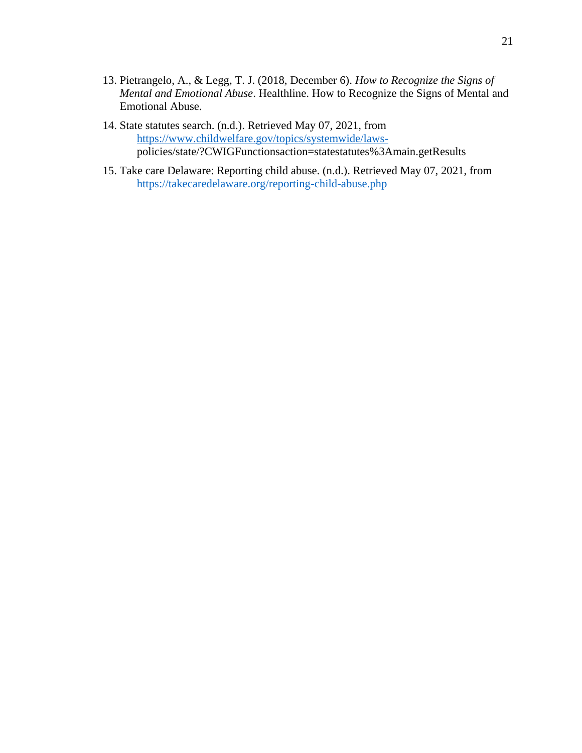13. Pietrangelo, A., & Legg, T. J. (2018, December 6). *How to Recognize the Signs of Mental and Emotional Abuse*. Healthline. How to Recognize the Signs of Mental and Emotional Abuse.

14. State statutes search. (n.d.). Retrieved May 07, 2021, from https://www.childwelfare.gov/topics/systemwide/laws-policies/state/?CWIGFunctionsaction=statestatutes%3Amain.getResults

15. Take care Delaware: Reporting child abuse. (n.d.). Retrieved May 07, 2021, from https://takecaredelaware.org/reporting-child-abuse.php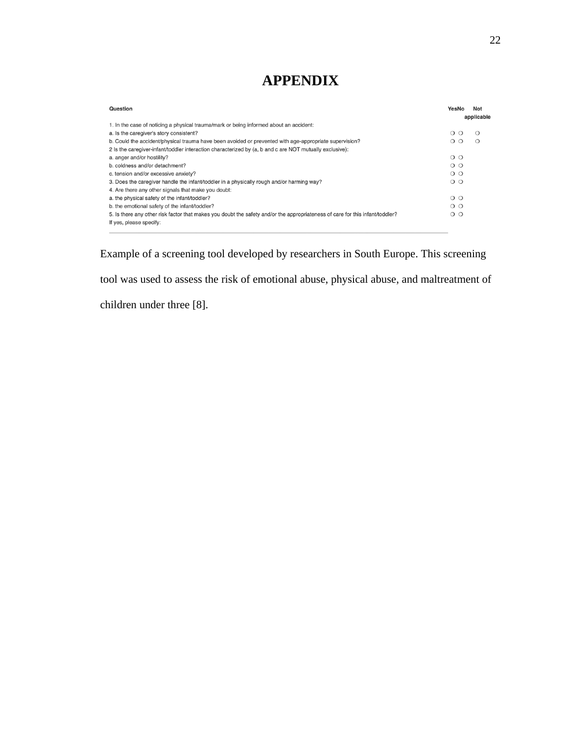# APPENDIX

| Question | Yes | No | Not applicable |
| --- | --- | --- | --- |
| 1. In the case of noticing a physical trauma/mark or being informed about an accident: | | | |
| a. Is the caregiver's story consistent? | ❍ | ❍ | ❍ |
| b. Could the accident/physical trauma have been avoided or prevented with age-appropriate supervision? | ❍ | ❍ | ❍ |
| 2 Is the caregiver-infant/toddler interaction characterized by (a, b and c are NOT mutually exclusive): | | | |
| a. anger and/or hostility? | ❍ | ❍ | |
| b. coldness and/or detachment? | ❍ | ❍ | |
| c. tension and/or excessive anxiety? | ❍ | ❍ | |
| 3. Does the caregiver handle the infant/toddler in a physically rough and/or harming way? | ❍ | ❍ | |
| 4. Are there any other signals that make you doubt: | | | |
| a. the physical safety of the infant/toddler? | ❍ | ❍ | |
| b. the emotional safety of the infant/toddler? | ❍ | ❍ | |
| 5. Is there any other risk factor that makes you doubt the safety and/or the appropriateness of care for this infant/toddler? | ❍ | ❍ | |
| If yes, please specify: | | | |

Example of a screening tool developed by researchers in South Europe. This screening tool was used to assess the risk of emotional abuse, physical abuse, and maltreatment of children under three [8].